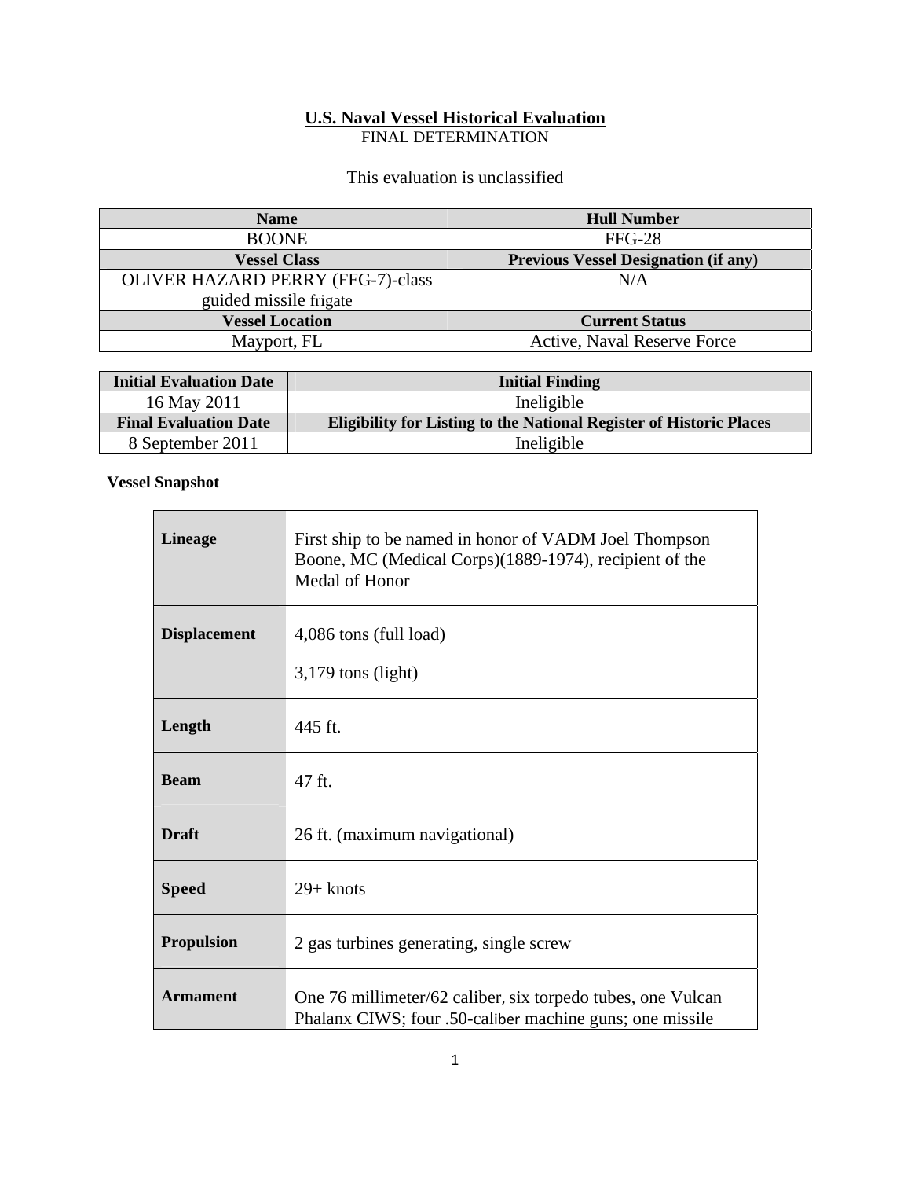# U.S. Naval Vessel Historical Evaluation

FINAL DETERMINATION

This evaluation is unclassified

| Name | Hull Number |
|---|---|
| BOONE | FFG-28 |
| **Vessel Class** | **Previous Vessel Designation (if any)** |
| OLIVER HAZARD PERRY (FFG-7)-class guided missile frigate | N/A |
| **Vessel Location** | **Current Status** |
| Mayport, FL | Active, Naval Reserve Force |

| Initial Evaluation Date | Initial Finding |
|---|---|
| 16 May 2011 | Ineligible |
| **Final Evaluation Date** | **Eligibility for Listing to the National Register of Historic Places** |
| 8 September 2011 | Ineligible |

**Vessel Snapshot**

| | |
|---|---|
| **Lineage** | First ship to be named in honor of VADM Joel Thompson Boone, MC (Medical Corps)(1889-1974), recipient of the Medal of Honor |
| **Displacement** | 4,086 tons (full load)<br>3,179 tons (light) |
| **Length** | 445 ft. |
| **Beam** | 47 ft. |
| **Draft** | 26 ft. (maximum navigational) |
| **Speed** | 29+ knots |
| **Propulsion** | 2 gas turbines generating, single screw |
| **Armament** | One 76 millimeter/62 caliber, six torpedo tubes, one Vulcan Phalanx CIWS; four .50-caliber machine guns; one missile |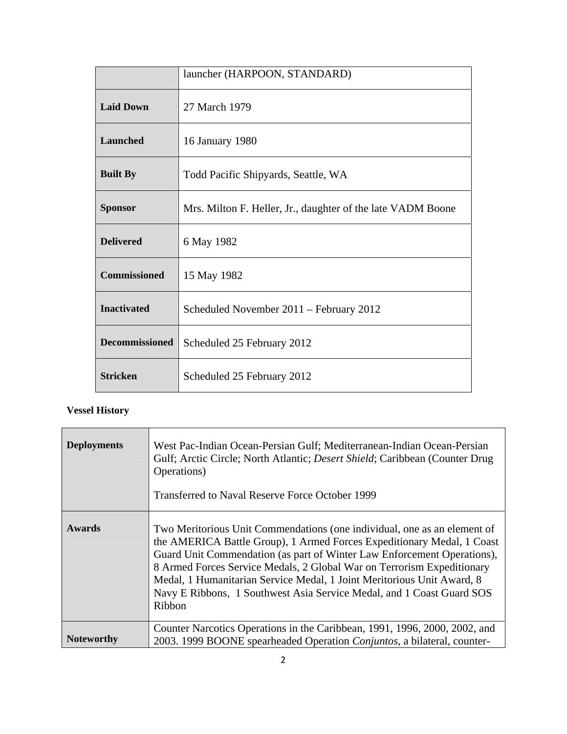| | |
|---|---|
| | launcher (HARPOON, STANDARD) |
| **Laid Down** | 27 March 1979 |
| **Launched** | 16 January 1980 |
| **Built By** | Todd Pacific Shipyards, Seattle, WA |
| **Sponsor** | Mrs. Milton F. Heller, Jr., daughter of the late VADM Boone |
| **Delivered** | 6 May 1982 |
| **Commissioned** | 15 May 1982 |
| **Inactivated** | Scheduled November 2011 – February 2012 |
| **Decommissioned** | Scheduled 25 February 2012 |
| **Stricken** | Scheduled 25 February 2012 |

**Vessel History**

| | |
|---|---|
| **Deployments** | West Pac-Indian Ocean-Persian Gulf; Mediterranean-Indian Ocean-Persian Gulf; Arctic Circle; North Atlantic; *Desert Shield*; Caribbean (Counter Drug Operations)<br><br>Transferred to Naval Reserve Force October 1999 |
| **Awards** | Two Meritorious Unit Commendations (one individual, one as an element of the AMERICA Battle Group), 1 Armed Forces Expeditionary Medal, 1 Coast Guard Unit Commendation (as part of Winter Law Enforcement Operations), 8 Armed Forces Service Medals, 2 Global War on Terrorism Expeditionary Medal, 1 Humanitarian Service Medal, 1 Joint Meritorious Unit Award, 8 Navy E Ribbons, 1 Southwest Asia Service Medal, and 1 Coast Guard SOS Ribbon |
| **Noteworthy** | Counter Narcotics Operations in the Caribbean, 1991, 1996, 2000, 2002, and 2003. 1999 BOONE spearheaded Operation *Conjuntos*, a bilateral, counter- |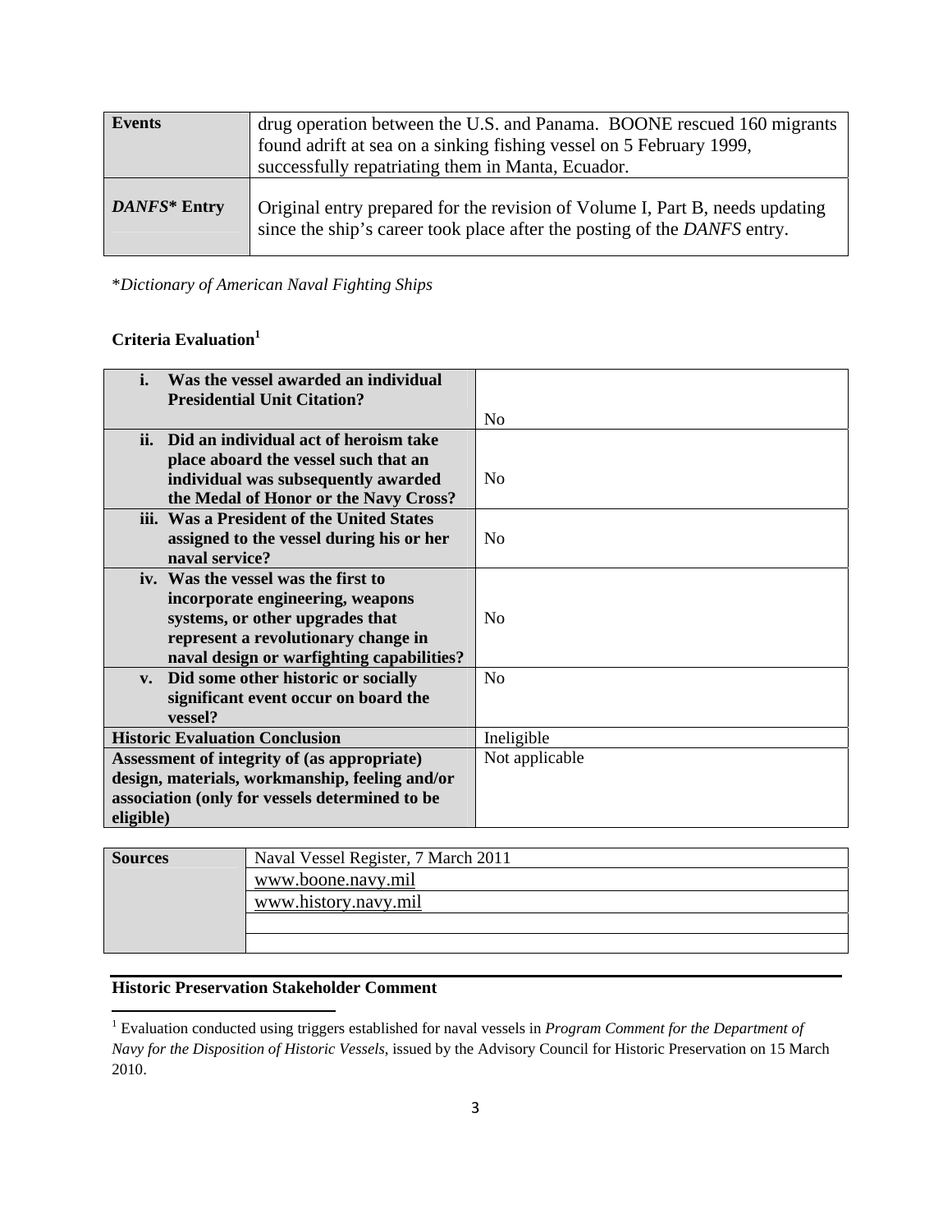| | |
|---|---|
| **Events** | drug operation between the U.S. and Panama. BOONE rescued 160 migrants found adrift at sea on a sinking fishing vessel on 5 February 1999, successfully repatriating them in Manta, Ecuador. |
| ***DANFS*\* Entry** | Original entry prepared for the revision of Volume I, Part B, needs updating since the ship's career took place after the posting of the *DANFS* entry. |

\**Dictionary of American Naval Fighting Ships*

**Criteria Evaluation**[1]

| | |
|---|---|
| **i. Was the vessel awarded an individual Presidential Unit Citation?** | No |
| **ii. Did an individual act of heroism take place aboard the vessel such that an individual was subsequently awarded the Medal of Honor or the Navy Cross?** | No |
| **iii. Was a President of the United States assigned to the vessel during his or her naval service?** | No |
| **iv. Was the vessel was the first to incorporate engineering, weapons systems, or other upgrades that represent a revolutionary change in naval design or warfighting capabilities?** | No |
| **v. Did some other historic or socially significant event occur on board the vessel?** | No |
| **Historic Evaluation Conclusion** | Ineligible |
| **Assessment of integrity of (as appropriate) design, materials, workmanship, feeling and/or association (only for vessels determined to be eligible)** | Not applicable |

| | |
|---|---|
| **Sources** | Naval Vessel Register, 7 March 2011 |
| | www.boone.navy.mil |
| | www.history.navy.mil |
| | |
| | |

**Historic Preservation Stakeholder Comment**

[1] Evaluation conducted using triggers established for naval vessels in *Program Comment for the Department of Navy for the Disposition of Historic Vessels*, issued by the Advisory Council for Historic Preservation on 15 March 2010.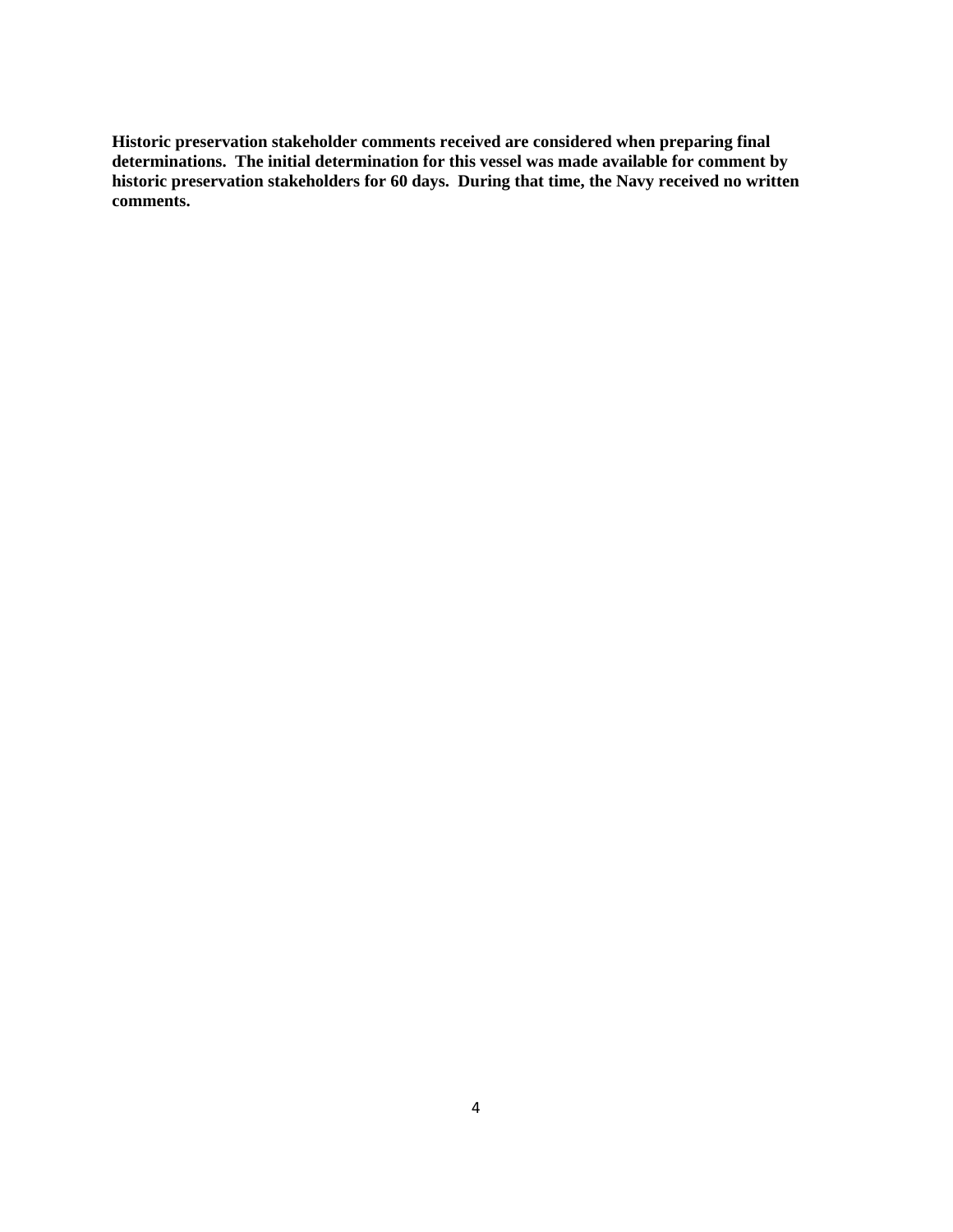**Historic preservation stakeholder comments received are considered when preparing final determinations. The initial determination for this vessel was made available for comment by historic preservation stakeholders for 60 days. During that time, the Navy received no written comments.**